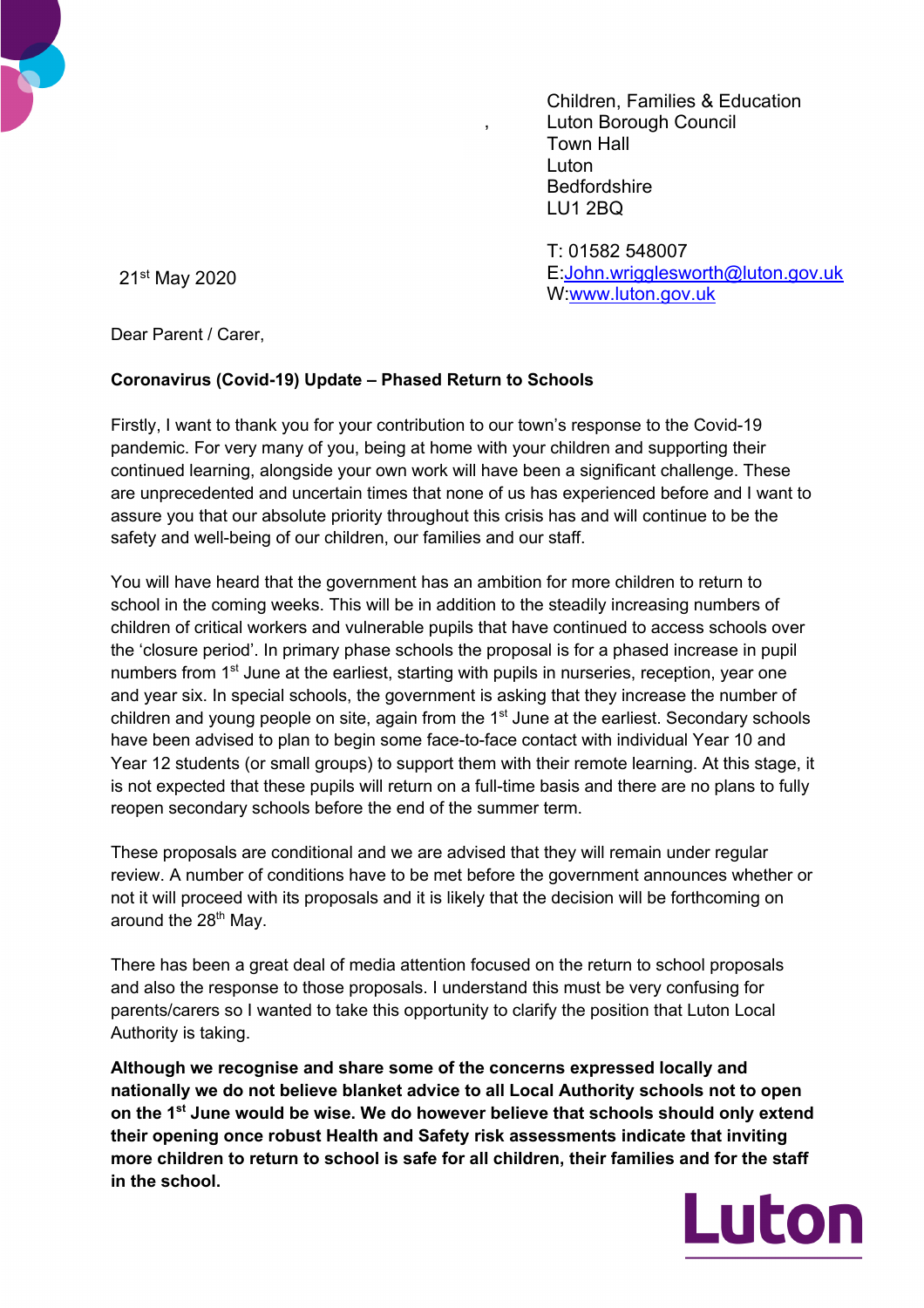Children, Families & Education
Luton Borough Council
Town Hall
Luton
Bedfordshire
LU1 2BQ

T: 01582 548007
E:John.wrigglesworth@luton.gov.uk
W:www.luton.gov.uk

21st May 2020

Dear Parent / Carer,

**Coronavirus (Covid-19) Update – Phased Return to Schools**

Firstly, I want to thank you for your contribution to our town's response to the Covid-19 pandemic. For very many of you, being at home with your children and supporting their continued learning, alongside your own work will have been a significant challenge. These are unprecedented and uncertain times that none of us has experienced before and I want to assure you that our absolute priority throughout this crisis has and will continue to be the safety and well-being of our children, our families and our staff.

You will have heard that the government has an ambition for more children to return to school in the coming weeks. This will be in addition to the steadily increasing numbers of children of critical workers and vulnerable pupils that have continued to access schools over the 'closure period'. In primary phase schools the proposal is for a phased increase in pupil numbers from 1st June at the earliest, starting with pupils in nurseries, reception, year one and year six. In special schools, the government is asking that they increase the number of children and young people on site, again from the 1st June at the earliest. Secondary schools have been advised to plan to begin some face-to-face contact with individual Year 10 and Year 12 students (or small groups) to support them with their remote learning. At this stage, it is not expected that these pupils will return on a full-time basis and there are no plans to fully reopen secondary schools before the end of the summer term.

These proposals are conditional and we are advised that they will remain under regular review. A number of conditions have to be met before the government announces whether or not it will proceed with its proposals and it is likely that the decision will be forthcoming on around the 28th May.

There has been a great deal of media attention focused on the return to school proposals and also the response to those proposals. I understand this must be very confusing for parents/carers so I wanted to take this opportunity to clarify the position that Luton Local Authority is taking.

**Although we recognise and share some of the concerns expressed locally and nationally we do not believe blanket advice to all Local Authority schools not to open on the 1st June would be wise. We do however believe that schools should only extend their opening once robust Health and Safety risk assessments indicate that inviting more children to return to school is safe for all children, their families and for the staff in the school.**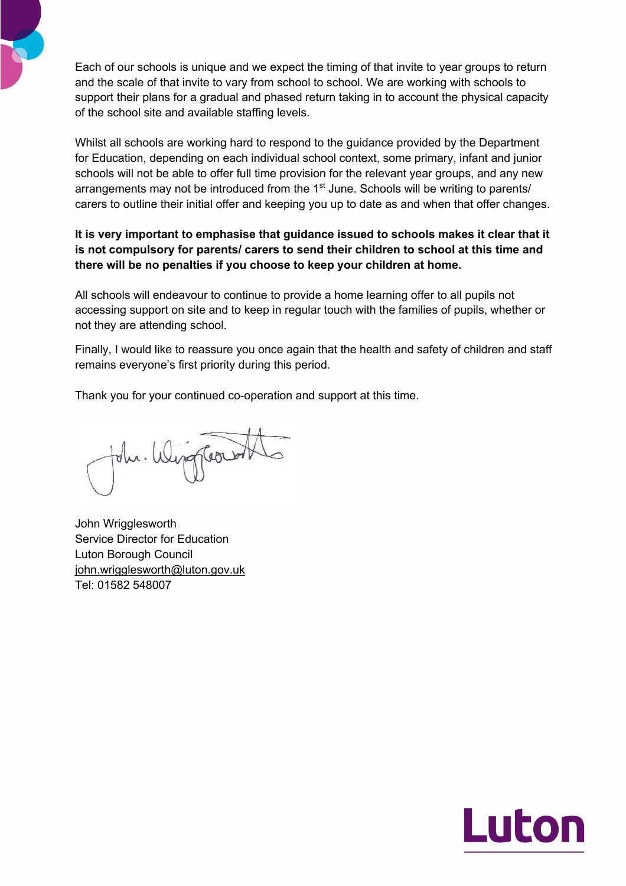Each of our schools is unique and we expect the timing of that invite to year groups to return and the scale of that invite to vary from school to school. We are working with schools to support their plans for a gradual and phased return taking in to account the physical capacity of the school site and available staffing levels.

Whilst all schools are working hard to respond to the guidance provided by the Department for Education, depending on each individual school context, some primary, infant and junior schools will not be able to offer full time provision for the relevant year groups, and any new arrangements may not be introduced from the 1st June. Schools will be writing to parents/ carers to outline their initial offer and keeping you up to date as and when that offer changes.

**It is very important to emphasise that guidance issued to schools makes it clear that it is not compulsory for parents/ carers to send their children to school at this time and there will be no penalties if you choose to keep your children at home.**

All schools will endeavour to continue to provide a home learning offer to all pupils not accessing support on site and to keep in regular touch with the families of pupils, whether or not they are attending school.

Finally, I would like to reassure you once again that the health and safety of children and staff remains everyone's first priority during this period.

Thank you for your continued co-operation and support at this time.

John Wrigglesworth
Service Director for Education
Luton Borough Council
john.wrigglesworth@luton.gov.uk
Tel: 01582 548007

Luton